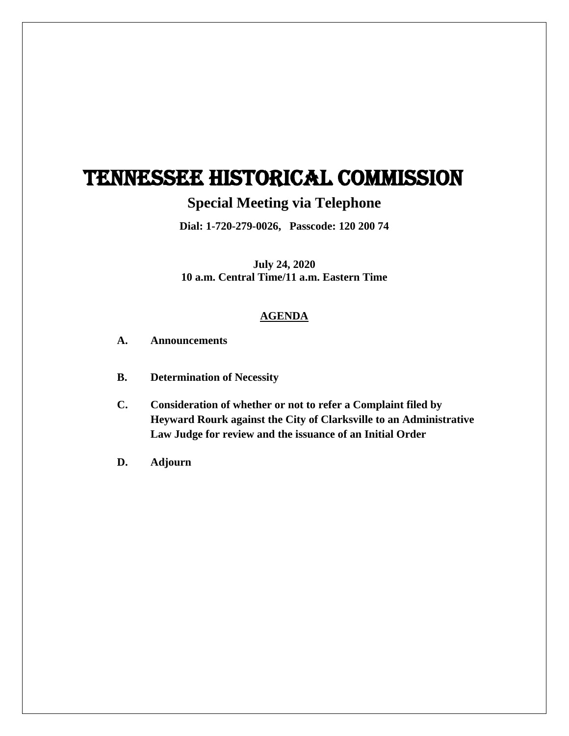# TENNESSEE HISTORICAL COMMISSION

## Special Meeting via Telephone

**Dial: 1-720-279-0026, Passcode: 120 200 74**

**July 24, 2020**
**10 a.m. Central Time/11 a.m. Eastern Time**

**AGENDA**

**A. Announcements**

**B. Determination of Necessity**

**C. Consideration of whether or not to refer a Complaint filed by Heyward Rourk against the City of Clarksville to an Administrative Law Judge for review and the issuance of an Initial Order**

**D. Adjourn**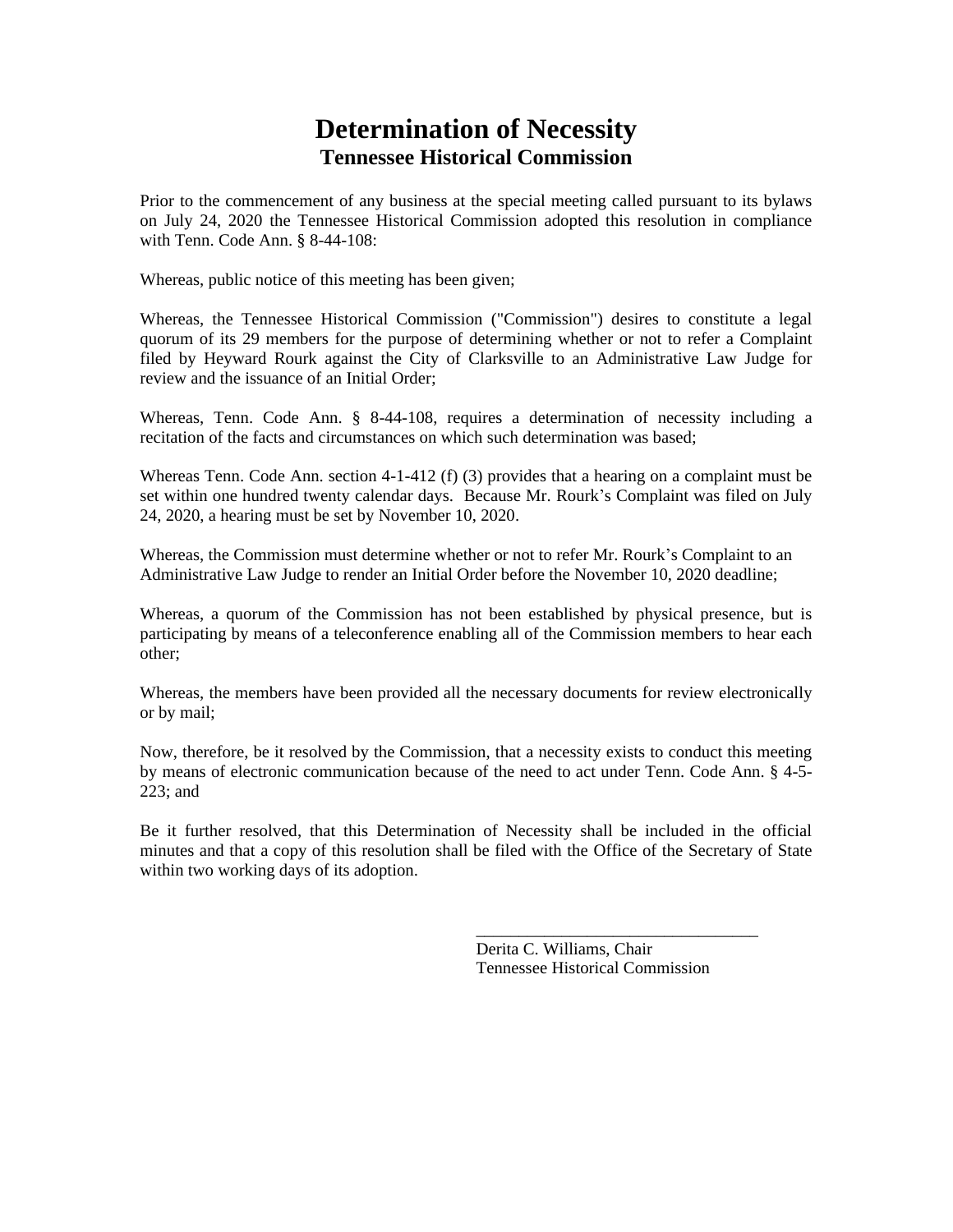# Determination of Necessity

## Tennessee Historical Commission

Prior to the commencement of any business at the special meeting called pursuant to its bylaws on July 24, 2020 the Tennessee Historical Commission adopted this resolution in compliance with Tenn. Code Ann. § 8-44-108:

Whereas, public notice of this meeting has been given;

Whereas, the Tennessee Historical Commission ("Commission") desires to constitute a legal quorum of its 29 members for the purpose of determining whether or not to refer a Complaint filed by Heyward Rourk against the City of Clarksville to an Administrative Law Judge for review and the issuance of an Initial Order;

Whereas, Tenn. Code Ann. § 8-44-108, requires a determination of necessity including a recitation of the facts and circumstances on which such determination was based;

Whereas Tenn. Code Ann. section 4-1-412 (f) (3) provides that a hearing on a complaint must be set within one hundred twenty calendar days. Because Mr. Rourk's Complaint was filed on July 24, 2020, a hearing must be set by November 10, 2020.

Whereas, the Commission must determine whether or not to refer Mr. Rourk's Complaint to an Administrative Law Judge to render an Initial Order before the November 10, 2020 deadline;

Whereas, a quorum of the Commission has not been established by physical presence, but is participating by means of a teleconference enabling all of the Commission members to hear each other;

Whereas, the members have been provided all the necessary documents for review electronically or by mail;

Now, therefore, be it resolved by the Commission, that a necessity exists to conduct this meeting by means of electronic communication because of the need to act under Tenn. Code Ann. § 4-5-223; and

Be it further resolved, that this Determination of Necessity shall be included in the official minutes and that a copy of this resolution shall be filed with the Office of the Secretary of State within two working days of its adoption.

\_\_\_\_\_\_\_\_\_\_\_\_\_\_\_\_\_\_\_\_\_\_\_\_\_\_\_\_\_\_\_\_\_\_

Derita C. Williams, Chair
Tennessee Historical Commission